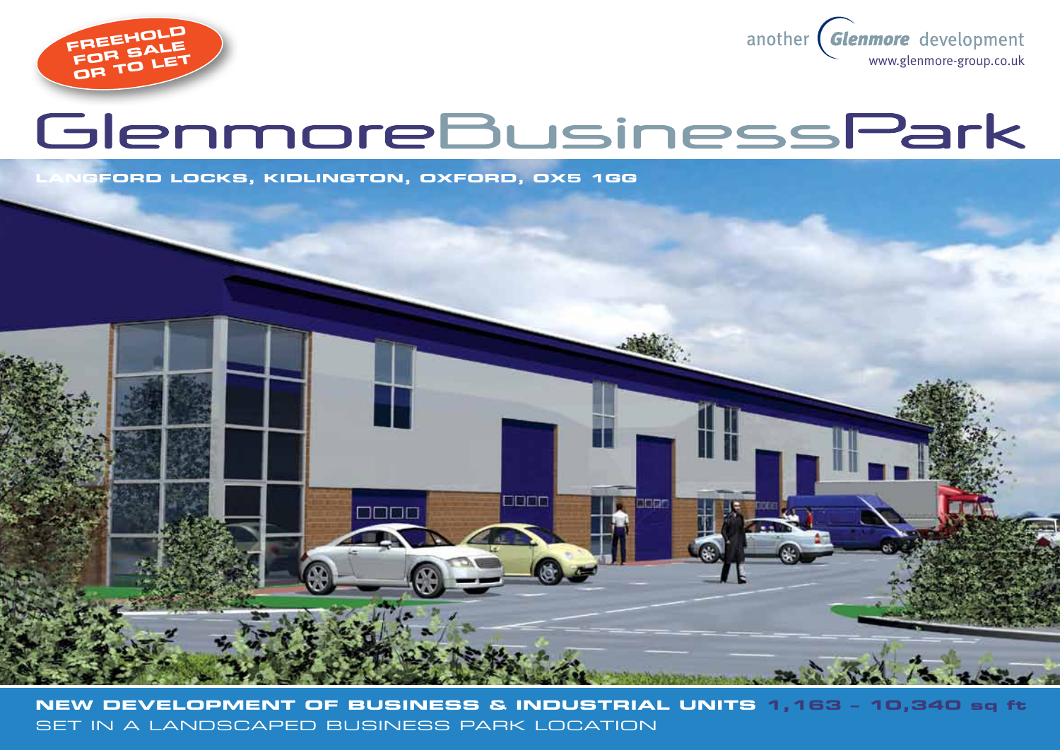FREEHOLD FOR SALE OR TO LET

another Glenmore development
www.glenmore-group.co.uk

# GlenmoreBusinessPark

LANGFORD LOCKS, KIDLINGTON, OXFORD, OX5 1GG

**NEW DEVELOPMENT OF BUSINESS & INDUSTRIAL UNITS 1,163 – 10,340 sq ft**

SET IN A LANDSCAPED BUSINESS PARK LOCATION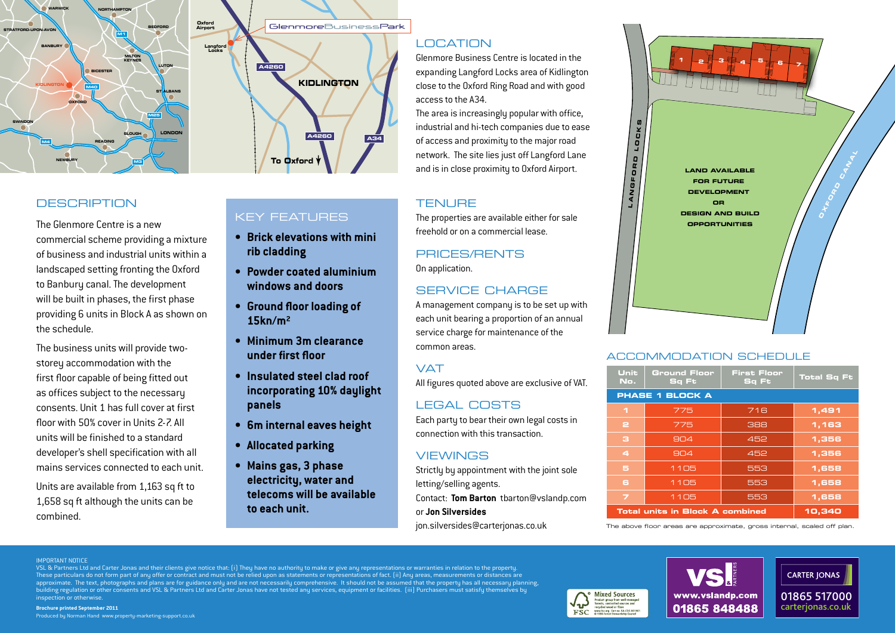## DESCRIPTION

The Glenmore Centre is a new commercial scheme providing a mixture of business and industrial units within a landscaped setting fronting the Oxford to Banbury canal. The development will be built in phases, the first phase providing 6 units in Block A as shown on the schedule.

The business units will provide two-storey accommodation with the first floor capable of being fitted out as offices subject to the necessary consents. Unit 1 has full cover at first floor with 50% cover in Units 2-7. All units will be finished to a standard developer's shell specification with all mains services connected to each unit.

Units are available from 1,163 sq ft to 1,658 sq ft although the units can be combined.

## KEY FEATURES

- **Brick elevations with mini rib cladding**
- **Powder coated aluminium windows and doors**
- **Ground floor loading of 15kn/m²**
- **Minimum 3m clearance under first floor**
- **Insulated steel clad roof incorporating 10% daylight panels**
- **6m internal eaves height**
- **Allocated parking**
- **Mains gas, 3 phase electricity, water and telecoms will be available to each unit.**

## LOCATION

Glenmore Business Centre is located in the expanding Langford Locks area of Kidlington close to the Oxford Ring Road and with good access to the A34.

The area is increasingly popular with office, industrial and hi-tech companies due to ease of access and proximity to the major road network. The site lies just off Langford Lane and is in close proximity to Oxford Airport.

## TENURE

The properties are available either for sale freehold or on a commercial lease.

## PRICES/RENTS

On application.

## SERVICE CHARGE

A management company is to be set up with each unit bearing a proportion of an annual service charge for maintenance of the common areas.

## VAT

All figures quoted above are exclusive of VAT.

## LEGAL COSTS

Each party to bear their own legal costs in connection with this transaction.

## VIEWINGS

Strictly by appointment with the joint sole letting/selling agents.

Contact: **Tom Barton** tbarton@vslandp.com or **Jon Silversides** jon.silversides@carterjonas.co.uk

LAND AVAILABLE FOR FUTURE DEVELOPMENT OR DESIGN AND BUILD OPPORTUNITIES

## ACCOMMODATION SCHEDULE

| Unit No. | Ground Floor Sq Ft | First Floor Sq Ft | Total Sq Ft |
|---|---|---|---|
| **PHASE 1 BLOCK A** | | | |
| 1 | 775 | 716 | **1,491** |
| 2 | 775 | 388 | **1,163** |
| 3 | 904 | 452 | **1,356** |
| 4 | 904 | 452 | **1,356** |
| 5 | 1105 | 553 | **1,658** |
| 6 | 1105 | 553 | **1,658** |
| 7 | 1105 | 553 | **1,658** |
| **Total units in Block A combined** | | | **10,340** |

The above floor areas are approximate, gross internal, scaled off plan.

IMPORTANT NOTICE

VSL & Partners Ltd and Carter Jonas and their clients give notice that: (i) They have no authority to make or give any representations or warranties in relation to the property. These particulars do not form part of any offer or contract and must not be relied upon as statements or representations of fact. (ii) Any areas, measurements or distances are approximate. The text, photographs and plans are for guidance only and are not necessarily comprehensive. It should not be assumed that the property has all necessary planning, building regulation or other consents and VSL & Partners Ltd and Carter Jonas have not tested any services, equipment or facilities. (iii) Purchasers must satisfy themselves by inspection or otherwise.

**Brochure printed September 2011**

Produced by Norman Hand www.property-marketing-support.co.uk

VSL & PARTNERS
www.vslandp.com
01865 848488

CARTER JONAS
01865 517000
carterjonas.co.uk